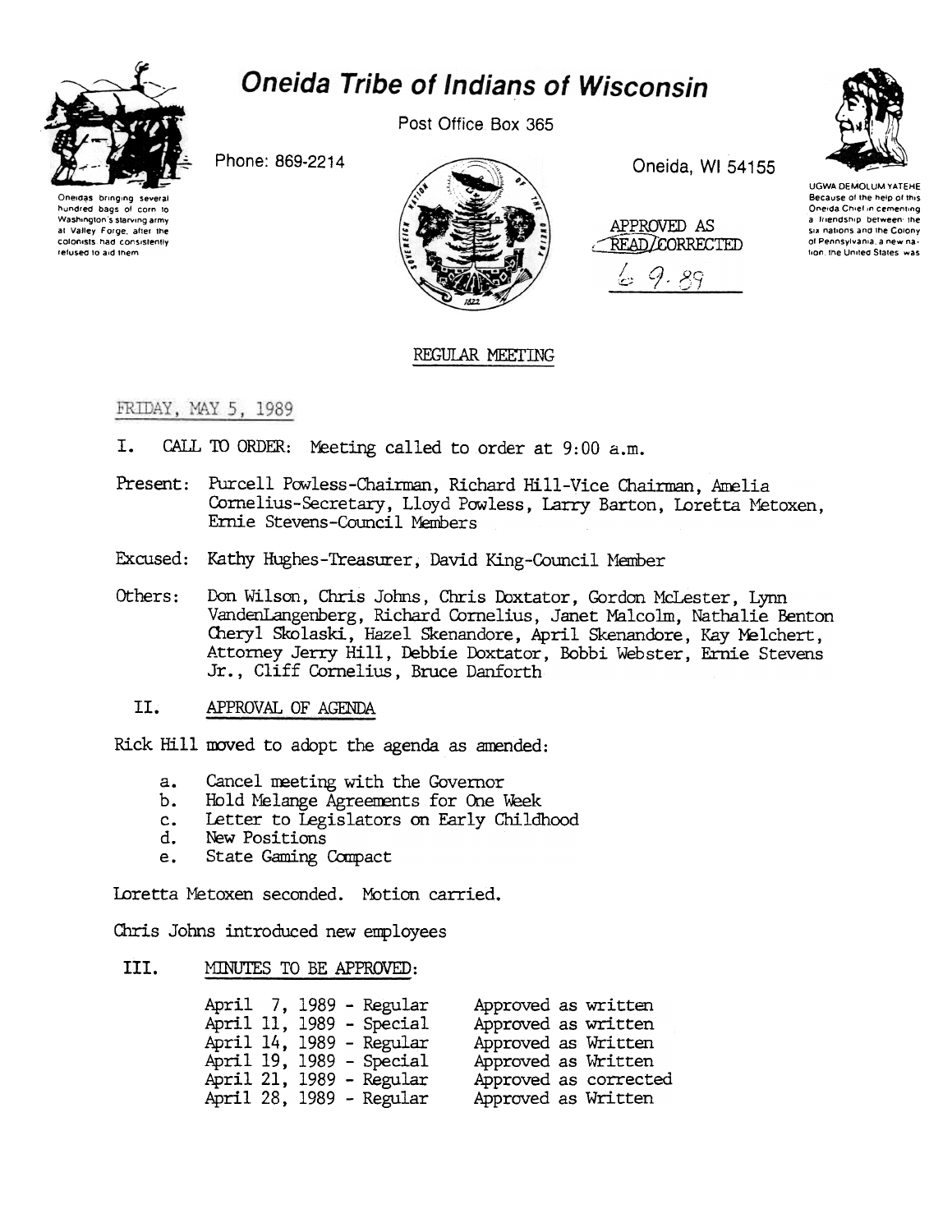# Oneida Tribe of Indians of Wisconsin

Post Office Box 365

Phone: 869-2214

Oneida, WI 54155

Oneidas bringing several hundred bags of corn to Washington's starving army at Valley Forge, after the colonists had consistently refused to aid them

UGWA DEMOLUM YATEHE Because of the help of this Oneida Chief in cementing a friendship between the six nations and the Colony of Pennsylvania, a new nation, the United States was

APPROVED AS READ/CORRECTED
6-9-89

## REGULAR MEETING

FRIDAY, MAY 5, 1989

I. CALL TO ORDER: Meeting called to order at 9:00 a.m.

Present: Purcell Powless-Chairman, Richard Hill-Vice Chairman, Amelia Cornelius-Secretary, Lloyd Powless, Larry Barton, Loretta Metoxen, Ernie Stevens-Council Members

Excused: Kathy Hughes-Treasurer, David King-Council Member

Others: Don Wilson, Chris Johns, Chris Doxtator, Gordon McLester, Lynn VandenLangenberg, Richard Cornelius, Janet Malcolm, Nathalie Benton Cheryl Skolaski, Hazel Skenandore, April Skenandore, Kay Melchert, Attorney Jerry Hill, Debbie Doxtator, Bobbi Webster, Ernie Stevens Jr., Cliff Cornelius, Bruce Danforth

II. APPROVAL OF AGENDA

Rick Hill moved to adopt the agenda as amended:

a. Cancel meeting with the Governor
b. Hold Melange Agreements for One Week
c. Letter to Legislators on Early Childhood
d. New Positions
e. State Gaming Compact

Loretta Metoxen seconded. Motion carried.

Chris Johns introduced new employees

III. MINUTES TO BE APPROVED:

| | |
|---|---|
| April 7, 1989 - Regular | Approved as written |
| April 11, 1989 - Special | Approved as written |
| April 14, 1989 - Regular | Approved as Written |
| April 19, 1989 - Special | Approved as Written |
| April 21, 1989 - Regular | Approved as corrected |
| April 28, 1989 - Regular | Approved as Written |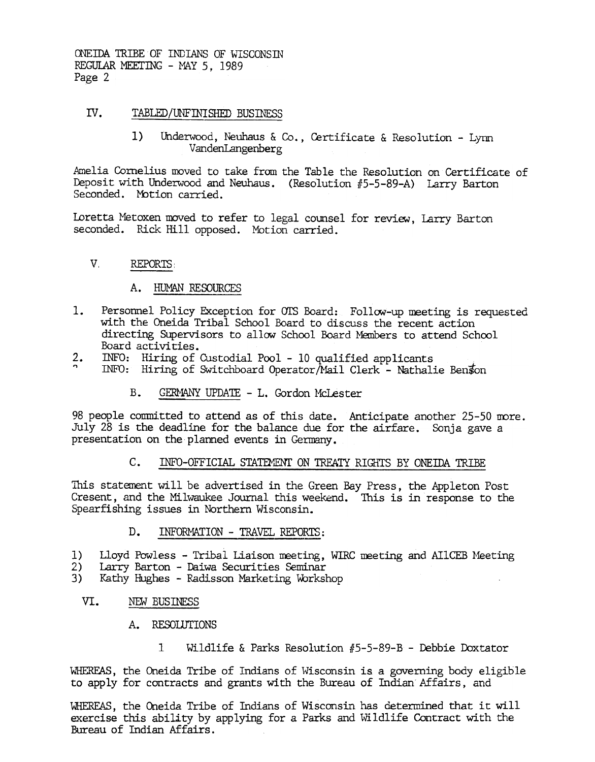## IV. TABLED/UNFINISHED BUSINESS

1) Underwood, Neuhaus & Co., Certificate & Resolution - Lynn VandenLangenberg

Amelia Cornelius moved to take from the Table the Resolution on Certificate of Deposit with Underwood and Neuhaus. (Resolution #5-5-89-A) Larry Barton Seconded. Motion carried.

Loretta Metoxen moved to refer to legal counsel for review, Larry Barton seconded. Rick Hill opposed. Motion carried.

## V. REPORTS

### A. HUMAN RESOURCES

1. Personnel Policy Exception for OTS Board: Follow-up meeting is requested with the Oneida Tribal School Board to discuss the recent action directing Supervisors to allow School Board Members to attend School Board activities.
2. INFO: Hiring of Custodial Pool - 10 qualified applicants
3. INFO: Hiring of Switchboard Operator/Mail Clerk - Nathalie Benson

### B. GERMANY UPDATE - L. Gordon McLester

98 people committed to attend as of this date. Anticipate another 25-50 more. July 28 is the deadline for the balance due for the airfare. Sonja gave a presentation on the planned events in Germany.

### C. INFO-OFFICIAL STATEMENT ON TREATY RIGHTS BY ONEIDA TRIBE

This statement will be advertised in the Green Bay Press, the Appleton Post Cresent, and the Milwaukee Journal this weekend. This is in response to the Spearfishing issues in Northern Wisconsin.

### D. INFORMATION - TRAVEL REPORTS:

1) Lloyd Powless - Tribal Liaison meeting, WIRC meeting and AILCEB Meeting
2) Larry Barton - Daiwa Securities Seminar
3) Kathy Hughes - Radisson Marketing Workshop

## VI. NEW BUSINESS

### A. RESOLUTIONS

1 Wildlife & Parks Resolution #5-5-89-B - Debbie Doxtator

WHEREAS, the Oneida Tribe of Indians of Wisconsin is a governing body eligible to apply for contracts and grants with the Bureau of Indian Affairs, and

WHEREAS, the Oneida Tribe of Indians of Wisconsin has determined that it will exercise this ability by applying for a Parks and Wildlife Contract with the Bureau of Indian Affairs.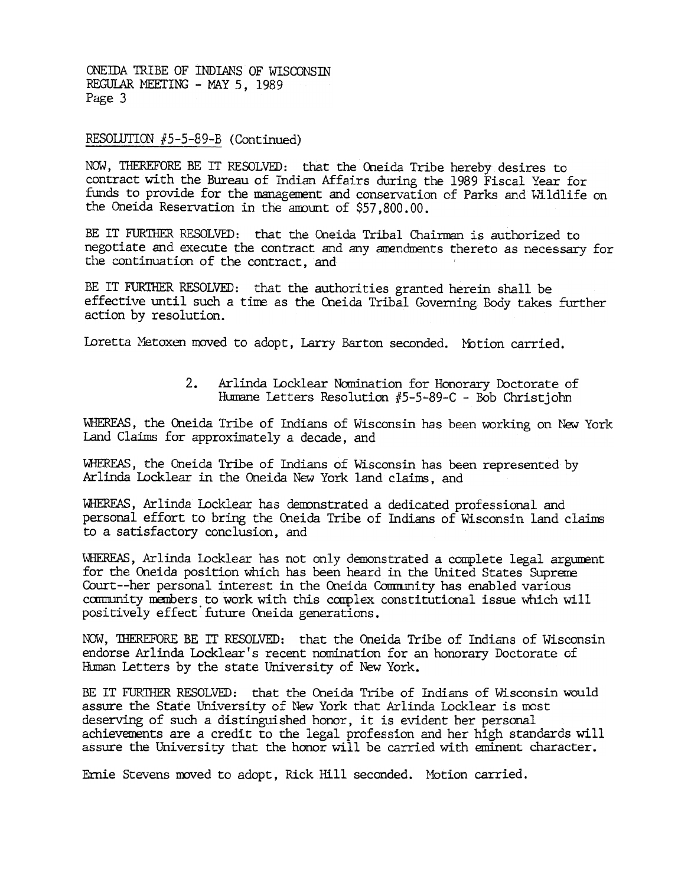RESOLUTION #5-5-89-B (Continued)

NOW, THEREFORE BE IT RESOLVED: that the Oneida Tribe hereby desires to contract with the Bureau of Indian Affairs during the 1989 Fiscal Year for funds to provide for the management and conservation of Parks and Wildlife on the Oneida Reservation in the amount of $57,800.00.

BE IT FURTHER RESOLVED: that the Oneida Tribal Chairman is authorized to negotiate and execute the contract and any amendments thereto as necessary for the continuation of the contract, and

BE IT FURTHER RESOLVED: that the authorities granted herein shall be effective until such a time as the Oneida Tribal Governing Body takes further action by resolution.

Loretta Metoxen moved to adopt, Larry Barton seconded. Motion carried.

2. Arlinda Locklear Nomination for Honorary Doctorate of Humane Letters Resolution #5-5-89-C - Bob Christjohn

WHEREAS, the Oneida Tribe of Indians of Wisconsin has been working on New York Land Claims for approximately a decade, and

WHEREAS, the Oneida Tribe of Indians of Wisconsin has been represented by Arlinda Locklear in the Oneida New York land claims, and

WHEREAS, Arlinda Locklear has demonstrated a dedicated professional and personal effort to bring the Oneida Tribe of Indians of Wisconsin land claims to a satisfactory conclusion, and

WHEREAS, Arlinda Locklear has not only demonstrated a complete legal argument for the Oneida position which has been heard in the United States Supreme Court--her personal interest in the Oneida Community has enabled various community members to work with this complex constitutional issue which will positively effect future Oneida generations.

NOW, THEREFORE BE IT RESOLVED: that the Oneida Tribe of Indians of Wisconsin endorse Arlinda Locklear's recent nomination for an honorary Doctorate of Human Letters by the state University of New York.

BE IT FURTHER RESOLVED: that the Oneida Tribe of Indians of Wisconsin would assure the State University of New York that Arlinda Locklear is most deserving of such a distinguished honor, it is evident her personal achievements are a credit to the legal profession and her high standards will assure the University that the honor will be carried with eminent character.

Ernie Stevens moved to adopt, Rick Hill seconded. Motion carried.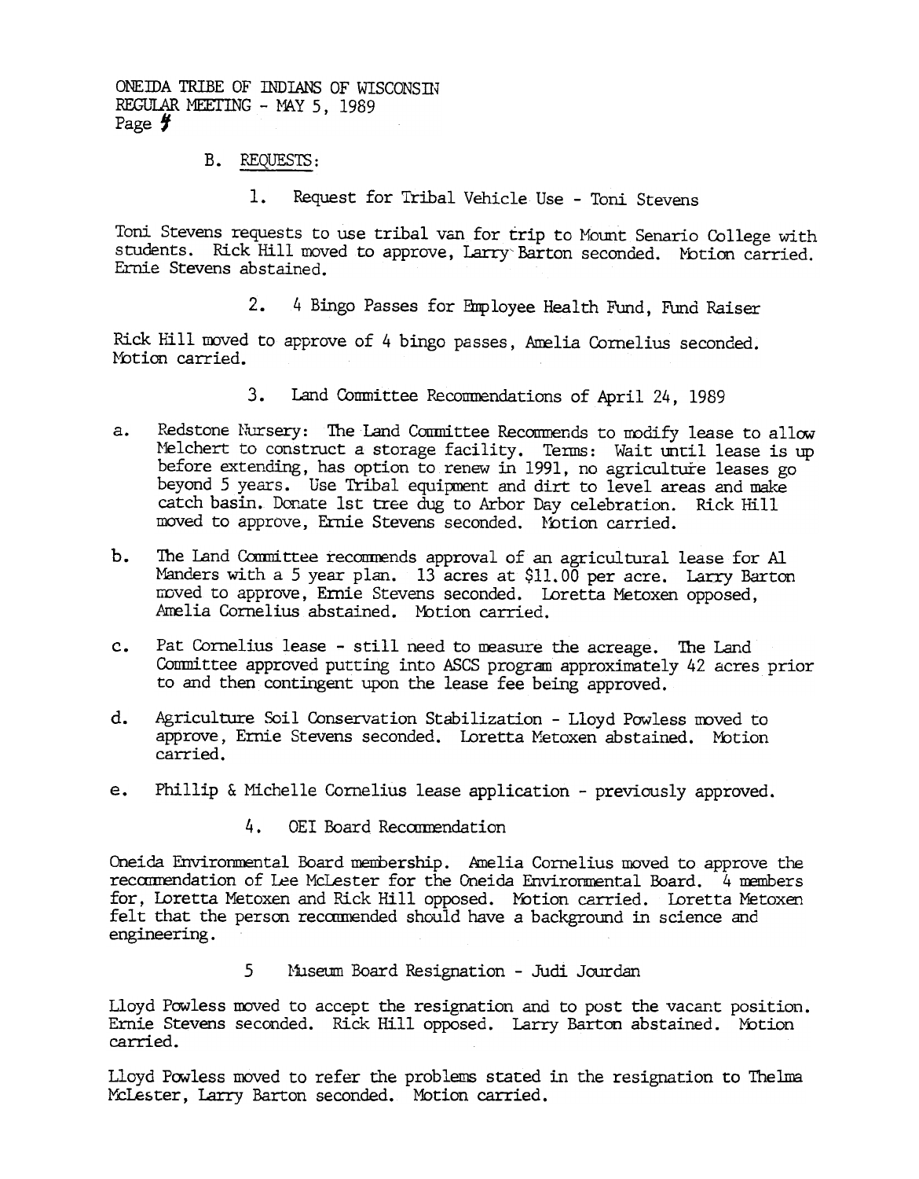B. REQUESTS:

1. Request for Tribal Vehicle Use - Toni Stevens

Toni Stevens requests to use tribal van for trip to Mount Senario College with students. Rick Hill moved to approve, Larry Barton seconded. Motion carried. Ernie Stevens abstained.

2. 4 Bingo Passes for Employee Health Fund, Fund Raiser

Rick Hill moved to approve of 4 bingo passes, Amelia Cornelius seconded. Motion carried.

3. Land Committee Recommendations of April 24, 1989

a. Redstone Nursery: The Land Committee Recommends to modify lease to allow Melchert to construct a storage facility. Terms: Wait until lease is up before extending, has option to renew in 1991, no agriculture leases go beyond 5 years. Use Tribal equipment and dirt to level areas and make catch basin. Donate 1st tree dug to Arbor Day celebration. Rick Hill moved to approve, Ernie Stevens seconded. Motion carried.

b. The Land Committee recommends approval of an agricultural lease for Al Manders with a 5 year plan. 13 acres at $11.00 per acre. Larry Barton moved to approve, Ernie Stevens seconded. Loretta Metoxen opposed, Amelia Cornelius abstained. Motion carried.

c. Pat Cornelius lease - still need to measure the acreage. The Land Committee approved putting into ASCS program approximately 42 acres prior to and then contingent upon the lease fee being approved.

d. Agriculture Soil Conservation Stabilization - Lloyd Powless moved to approve, Ernie Stevens seconded. Loretta Metoxen abstained. Motion carried.

e. Phillip & Michelle Cornelius lease application - previously approved.

4. OEI Board Recommendation

Oneida Environmental Board membership. Amelia Cornelius moved to approve the recommendation of Lee McLester for the Oneida Environmental Board. 4 members for, Loretta Metoxen and Rick Hill opposed. Motion carried. Loretta Metoxen felt that the person recommended should have a background in science and engineering.

5 Museum Board Resignation - Judi Jourdan

Lloyd Powless moved to accept the resignation and to post the vacant position. Ernie Stevens seconded. Rick Hill opposed. Larry Barton abstained. Motion carried.

Lloyd Powless moved to refer the problems stated in the resignation to Thelma McLester, Larry Barton seconded. Motion carried.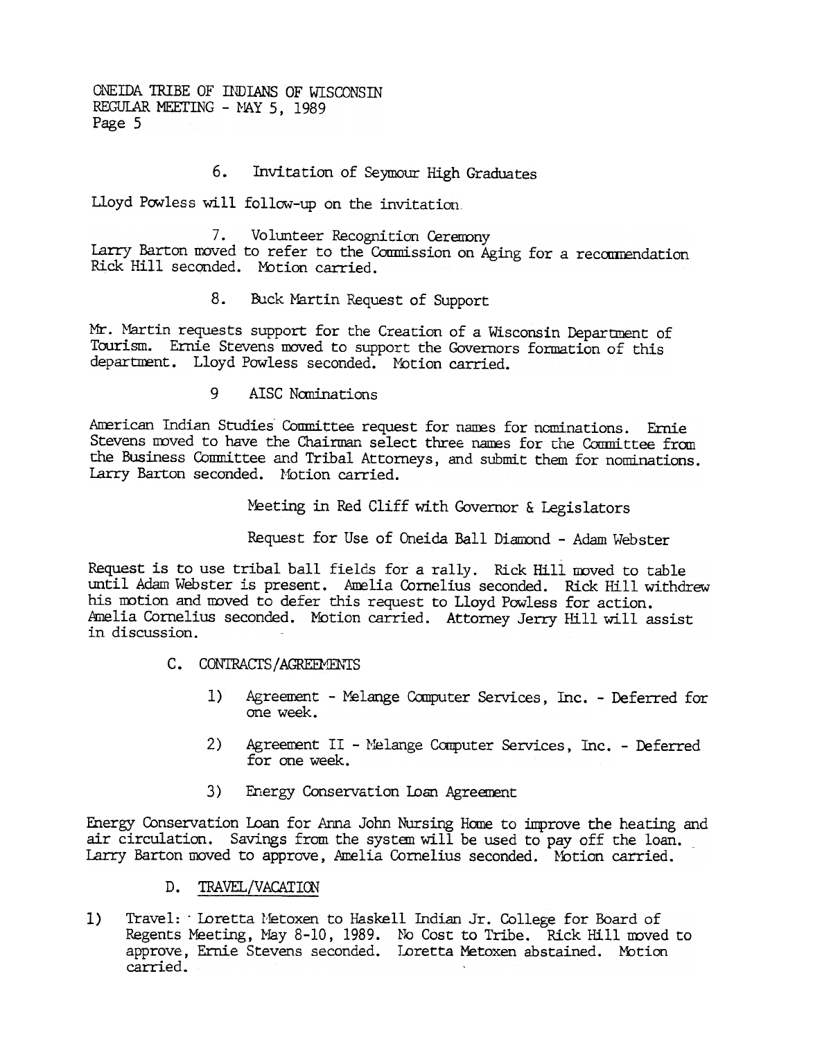6. Invitation of Seymour High Graduates

Lloyd Powless will follow-up on the invitation.

7. Volunteer Recognition Ceremony

Larry Barton moved to refer to the Commission on Aging for a recommendation. Rick Hill seconded. Motion carried.

8. Buck Martin Request of Support

Mr. Martin requests support for the Creation of a Wisconsin Department of Tourism. Ernie Stevens moved to support the Governors formation of this department. Lloyd Powless seconded. Motion carried.

9 AISC Nominations

American Indian Studies Committee request for names for nominations. Ernie Stevens moved to have the Chairman select three names for the Committee from the Business Committee and Tribal Attorneys, and submit them for nominations. Larry Barton seconded. Motion carried.

Meeting in Red Cliff with Governor & Legislators

Request for Use of Oneida Ball Diamond - Adam Webster

Request is to use tribal ball fields for a rally. Rick Hill moved to table until Adam Webster is present. Amelia Cornelius seconded. Rick Hill withdrew his motion and moved to defer this request to Lloyd Powless for action. Amelia Cornelius seconded. Motion carried. Attorney Jerry Hill will assist in discussion.

C. CONTRACTS/AGREEMENTS

1) Agreement - Melange Computer Services, Inc. - Deferred for one week.

2) Agreement II - Melange Computer Services, Inc. - Deferred for one week.

3) Energy Conservation Loan Agreement

Energy Conservation Loan for Anna John Nursing Home to improve the heating and air circulation. Savings from the system will be used to pay off the loan. Larry Barton moved to approve, Amelia Cornelius seconded. Motion carried.

D. TRAVEL/VACATION

1) Travel: Loretta Metoxen to Haskell Indian Jr. College for Board of Regents Meeting, May 8-10, 1989. No Cost to Tribe. Rick Hill moved to approve, Ernie Stevens seconded. Loretta Metoxen abstained. Motion carried.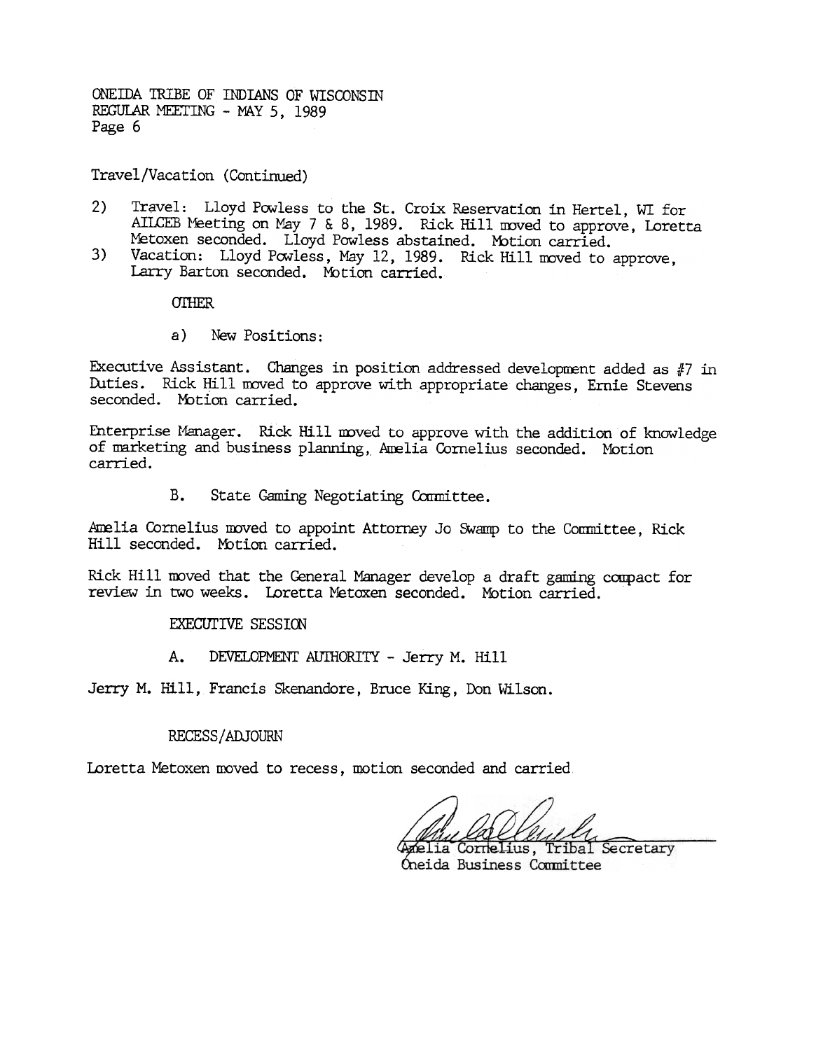Travel/Vacation (Continued)

2) Travel: Lloyd Powless to the St. Croix Reservation in Hertel, WI for AILCEB Meeting on May 7 & 8, 1989. Rick Hill moved to approve, Loretta Metoxen seconded. Lloyd Powless abstained. Motion carried.
3) Vacation: Lloyd Powless, May 12, 1989. Rick Hill moved to approve, Larry Barton seconded. Motion carried.

OTHER

a) New Positions:

Executive Assistant. Changes in position addressed development added as #7 in Duties. Rick Hill moved to approve with appropriate changes, Ernie Stevens seconded. Motion carried.

Enterprise Manager. Rick Hill moved to approve with the addition of knowledge of marketing and business planning, Amelia Cornelius seconded. Motion carried.

B. State Gaming Negotiating Committee.

Amelia Cornelius moved to appoint Attorney Jo Swamp to the Committee, Rick Hill seconded. Motion carried.

Rick Hill moved that the General Manager develop a draft gaming compact for review in two weeks. Loretta Metoxen seconded. Motion carried.

EXECUTIVE SESSION

A. DEVELOPMENT AUTHORITY - Jerry M. Hill

Jerry M. Hill, Francis Skenandore, Bruce King, Don Wilson.

RECESS/ADJOURN

Loretta Metoxen moved to recess, motion seconded and carried

Amelia Cornelius, Tribal Secretary
Oneida Business Committee